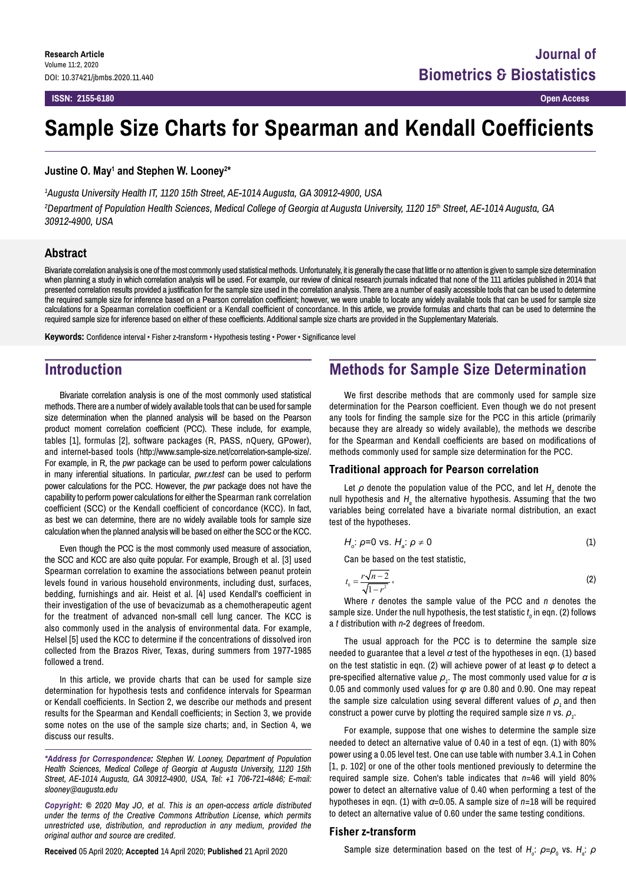Research Article
Volume 11:2, 2020
DOI: 10.37421/jbmbs.2020.11.440

# Sample Size Charts for Spearman and Kendall Coefficients

**Justine O. May[1] and Stephen W. Looney[2]***

*[1]Augusta University Health IT, 1120 15th Street, AE-1014 Augusta, GA 30912-4900, USA*

*[2]Department of Population Health Sciences, Medical College of Georgia at Augusta University, 1120 15th Street, AE-1014 Augusta, GA 30912-4900, USA*

## Abstract

Bivariate correlation analysis is one of the most commonly used statistical methods. Unfortunately, it is generally the case that little or no attention is given to sample size determination when planning a study in which correlation analysis will be used. For example, our review of clinical research journals indicated that none of the 111 articles published in 2014 that presented correlation results provided a justification for the sample size used in the correlation analysis. There are a number of easily accessible tools that can be used to determine the required sample size for inference based on a Pearson correlation coefficient; however, we were unable to locate any widely available tools that can be used for sample size calculations for a Spearman correlation coefficient or a Kendall coefficient of concordance. In this article, we provide formulas and charts that can be used to determine the required sample size for inference based on either of these coefficients. Additional sample size charts are provided in the Supplementary Materials.

**Keywords:** Confidence interval • Fisher z-transform • Hypothesis testing • Power • Significance level

## Introduction

Bivariate correlation analysis is one of the most commonly used statistical methods. There are a number of widely available tools that can be used for sample size determination when the planned analysis will be based on the Pearson product moment correlation coefficient (PCC). These include, for example, tables [1], formulas [2], software packages (R, PASS, nQuery, GPower), and internet-based tools (http://www.sample-size.net/correlation-sample-size/. For example, in R, the *pwr* package can be used to perform power calculations in many inferential situations. In particular, *pwr.r.test* can be used to perform power calculations for the PCC. However, the *pwr* package does not have the capability to perform power calculations for either the Spearman rank correlation coefficient (SCC) or the Kendall coefficient of concordance (KCC). In fact, as best we can determine, there are no widely available tools for sample size calculation when the planned analysis will be based on either the SCC or the KCC.

Even though the PCC is the most commonly used measure of association, the SCC and KCC are also quite popular. For example, Brough et al. [3] used Spearman correlation to examine the associations between peanut protein levels found in various household environments, including dust, surfaces, bedding, furnishings and air. Heist et al. [4] used Kendall's coefficient in their investigation of the use of bevacizumab as a chemotherapeutic agent for the treatment of advanced non-small cell lung cancer. The KCC is also commonly used in the analysis of environmental data. For example, Helsel [5] used the KCC to determine if the concentrations of dissolved iron collected from the Brazos River, Texas, during summers from 1977-1985 followed a trend.

In this article, we provide charts that can be used for sample size determination for hypothesis tests and confidence intervals for Spearman or Kendall coefficients. In Section 2, we describe our methods and present results for the Spearman and Kendall coefficients; in Section 3, we provide some notes on the use of the sample size charts; and, in Section 4, we discuss our results.

***Address for Correspondence:*** *Stephen W. Looney, Department of Population Health Sciences, Medical College of Georgia at Augusta University, 1120 15th Street, AE-1014 Augusta, GA 30912-4900, USA, Tel: +1 706-721-4846; E-mail: slooney@augusta.edu*

***Copyright:*** *© 2020 May JO, et al. This is an open-access article distributed under the terms of the Creative Commons Attribution License, which permits unrestricted use, distribution, and reproduction in any medium, provided the original author and source are credited.*

**Received** 05 April 2020; **Accepted** 14 April 2020; **Published** 21 April 2020

## Methods for Sample Size Determination

We first describe methods that are commonly used for sample size determination for the Pearson coefficient. Even though we do not present any tools for finding the sample size for the PCC in this article (primarily because they are already so widely available), the methods we describe for the Spearman and Kendall coefficients are based on modifications of methods commonly used for sample size determination for the PCC.

### Traditional approach for Pearson correlation

Let $\rho$ denote the population value of the PCC, and let $H_0$ denote the null hypothesis and $H_a$ the alternative hypothesis. Assuming that the two variables being correlated have a bivariate normal distribution, an exact test of the hypotheses.

$$H_o\text{: } \rho=0 \text{ vs. } H_a\text{: } \rho \neq 0 \tag{1}$$

Can be based on the test statistic,

$$t_0 = \frac{r\sqrt{n-2}}{\sqrt{1-r^2}}, \tag{2}$$

Where $r$ denotes the sample value of the PCC and $n$ denotes the sample size. Under the null hypothesis, the test statistic $t_0$ in eqn. (2) follows a $t$ distribution with $n$-2 degrees of freedom.

The usual approach for the PCC is to determine the sample size needed to guarantee that a level $\alpha$ test of the hypotheses in eqn. (1) based on the test statistic in eqn. (2) will achieve power of at least $\varphi$ to detect a pre-specified alternative value $\rho_1$. The most commonly used value for $\alpha$ is 0.05 and commonly used values for $\varphi$ are 0.80 and 0.90. One may repeat the sample size calculation using several different values of $\rho_1$ and then construct a power curve by plotting the required sample size $n$ vs. $\rho_1$.

For example, suppose that one wishes to determine the sample size needed to detect an alternative value of 0.40 in a test of eqn. (1) with 80% power using a 0.05 level test. One can use table with number 3.4.1 in Cohen [1, p. 102] or one of the other tools mentioned previously to determine the required sample size. Cohen's table indicates that $n$=46 will yield 80% power to detect an alternative value of 0.40 when performing a test of the hypotheses in eqn. (1) with $\alpha$=0.05. A sample size of $n$=18 will be required to detect an alternative value of 0.60 under the same testing conditions.

### Fisher z-transform

Sample size determination based on the test of $H_o$: $\rho=\rho_0$ vs. $H_a$: $\rho$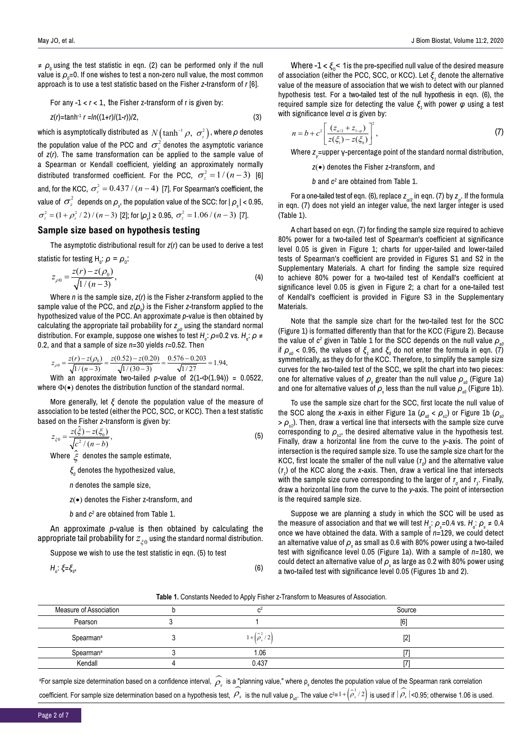$\neq \rho_0$ using the test statistic in eqn. (2) can be performed only if the null value is $\rho_0$=0. If one wishes to test a non-zero null value, the most common approach is to use a test statistic based on the Fisher *z*-transform of *r* [6].

For any -1 < *r* < 1, the Fisher z-transform of r is given by:

$$z(r)=\tanh^{-1} r = \ln((1+r)/(1-r))/2, \tag{3}$$

which is asymptotically distributed as $N\left(\tanh^{-1}\rho,\ \sigma_z^2\right)$, where $\rho$ denotes the population value of the PCC and $\sigma_z^2$ denotes the asymptotic variance of *z*(*r*). The same transformation can be applied to the sample value of a Spearman or Kendall coefficient, yielding an approximately normally distributed transformed coefficient. For the PCC, $\sigma_z^2 = 1/(n-3)$ [6] and, for the KCC, $\sigma_z^2 = 0.437/(n-4)$ [7]. For Spearman's coefficient, the value of $\sigma_z^2$ depends on $\rho_s$, the population value of the SCC: for $|\rho_s| < 0.95$, $\sigma_z^2 = (1+\rho_s^2/2)/(n-3)$ [2]; for $|\rho_s| \geq 0.95$, $\sigma_z^2 = 1.06/(n-3)$ [7].

## Sample size based on hypothesis testing

The asymptotic distributional result for *z*(*r*) can be used to derive a test statistic for testing $H_0$: $\rho = \rho_0$:

$$z_{\rho 0} = \frac{z(r) - z(\rho_0)}{\sqrt{1/(n-3)}}, \tag{4}$$

Where *n* is the sample size, *z*(*r*) is the Fisher *z*-transform applied to the sample value of the PCC, and $z(\rho_0)$ is the Fisher *z*-transform applied to the hypothesized value of the PCC. An approximate *p*-value is then obtained by calculating the appropriate tail probability for $z_{\rho 0}$ using the standard normal distribution. For example, suppose one wishes to test $H_o$: $\rho$=0.2 vs. $H_a$: $\rho \neq$ 0.2, and that a sample of size *n*=30 yields *r*=0.52. Then

$$z_{\rho 0} = \frac{z(r) - z(\rho_0)}{\sqrt{1/(n-3)}} = \frac{z(0.52) - z(0.20)}{\sqrt{1/(30-3)}} = \frac{0.576 - 0.203}{\sqrt{1/27}} = 1.94,$$

With an approximate two-tailed *p*-value of 2(1-Φ(1.94)) = 0.0522, where Φ(•) denotes the distribution function of the standard normal.

More generally, let $\xi$ denote the population value of the measure of association to be tested (either the PCC, SCC, or KCC). Then a test statistic based on the Fisher *z*-transform is given by:

$$z_{\xi 0} = \frac{z(\hat{\xi}) - z(\xi_0)}{\sqrt{c^2/(n-b)}}, \tag{5}$$

Where $\hat{\xi}$ denotes the sample estimate,

$\xi_0$ denotes the hypothesized value,

*n* denotes the sample size,

*z*(•) denotes the Fisher z-transform, and

*b* and $c^2$ are obtained from Table 1.

An approximate *p*-value is then obtained by calculating the appropriate tail probability for $z_{\xi 0}$ using the standard normal distribution.

Suppose we wish to use the test statistic in eqn. (5) to test

$$H_o: \xi=\xi_0, \tag{6}$$

Where $-1 < \xi_0 < 1$ is the pre-specified null value of the desired measure of association (either the PCC, SCC, or KCC). Let $\xi_1$ denote the alternative value of the measure of association that we wish to detect with our planned hypothesis test. For a two-tailed test of the null hypothesis in eqn. (6), the required sample size for detecting the value $\xi_1$ with power $\varphi$ using a test with significance level $\alpha$ is given by:

$$n = b + c^2\left[\frac{(z_{\alpha/2} + z_{1-\varphi})}{z(\xi_1) - z(\xi_0)}\right]^2, \tag{7}$$

Where $z_\gamma$=upper γ-percentage point of the standard normal distribution,

*z*(•) denotes the Fisher z-transform, and

*b* and $c^2$ are obtained from Table 1.

For a one-tailed test of eqn. (6), replace $z_{\alpha/2}$ in eqn. (7) by $z_\alpha$. If the formula in eqn. (7) does not yield an integer value, the next larger integer is used (Table 1).

A chart based on eqn. (7) for finding the sample size required to achieve 80% power for a two-tailed test of Spearman's coefficient at significance level 0.05 is given in Figure 1; charts for upper-tailed and lower-tailed tests of Spearman's coefficient are provided in Figures S1 and S2 in the Supplementary Materials. A chart for finding the sample size required to achieve 80% power for a two-tailed test of Kendall's coefficient at significance level 0.05 is given in Figure 2; a chart for a one-tailed test of Kendall's coefficient is provided in Figure S3 in the Supplementary Materials.

Note that the sample size chart for the two-tailed test for the SCC (Figure 1) is formatted differently than that for the KCC (Figure 2). Because the value of $c^2$ given in Table 1 for the SCC depends on the null value $\rho_{s0}$ if $\rho_{s0}$ < 0.95, the values of $\xi_1$ and $\xi_0$ do not enter the formula in eqn. (7) symmetrically, as they do for the KCC. Therefore, to simplify the sample size curves for the two-tailed test of the SCC, we split the chart into two pieces: one for alternative values of $\rho_s$ greater than the null value $\rho_{s0}$ (Figure 1a) and one for alternative values of $\rho_s$ less than the null value $\rho_{s0}$ (Figure 1b).

To use the sample size chart for the SCC, first locate the null value of the SCC along the *x*-axis in either Figure 1a ($\rho_{s0} < \rho_{s1}$) or Figure 1b ($\rho_{s0} > \rho_{s1}$). Then, draw a vertical line that intersects with the sample size curve corresponding to $\rho_{s1}$, the desired alternative value in the hypothesis test. Finally, draw a horizontal line from the curve to the *y*-axis. The point of intersection is the required sample size. To use the sample size chart for the KCC, first locate the smaller of the null value ($\tau_0$) and the alternative value ($\tau_1$) of the KCC along the *x*-axis. Then, draw a vertical line that intersects with the sample size curve corresponding to the larger of $\tau_0$ and $\tau_1$. Finally, draw a horizontal line from the curve to the *y*-axis. The point of intersection is the required sample size.

Suppose we are planning a study in which the SCC will be used as the measure of association and that we will test $H_o$: $\rho_s$=0.4 vs. $H_a$: $\rho_s \neq$ 0.4 once we have obtained the data. With a sample of *n*=129, we could detect an alternative value of $\rho_s$ as small as 0.6 with 80% power using a two-tailed test with significance level 0.05 (Figure 1a). With a sample of *n*=180, we could detect an alternative value of $\rho_s$ as large as 0.2 with 80% power using a two-tailed test with significance level 0.05 (Figures 1b and 2).

**Table 1.** Constants Needed to Apply Fisher z-Transform to Measures of Association.

| Measure of Association | b | $c^2$ | Source |
|---|---|---|---|
| Pearson | 3 | 1 | [6] |
| Spearman[a] | 3 | $1+\left(\hat{\rho}_s^2/2\right)$ | [2] |
| Spearman[a] | 3 | 1.06 | [7] |
| Kendall | 4 | 0.437 | [7] |

[a]For sample size determination based on a confidence interval, $\hat{\rho}_s$ is a "planning value," where $\rho_s$ denotes the population value of the Spearman rank correlation coefficient. For sample size determination based on a hypothesis test, $\hat{\rho}_s$ is the null value $\rho_{s0}$. The value $c^2 = 1+\left(\hat{\rho}_s^2/2\right)$ is used if $|\hat{\rho}_s|$<0.95; otherwise 1.06 is used.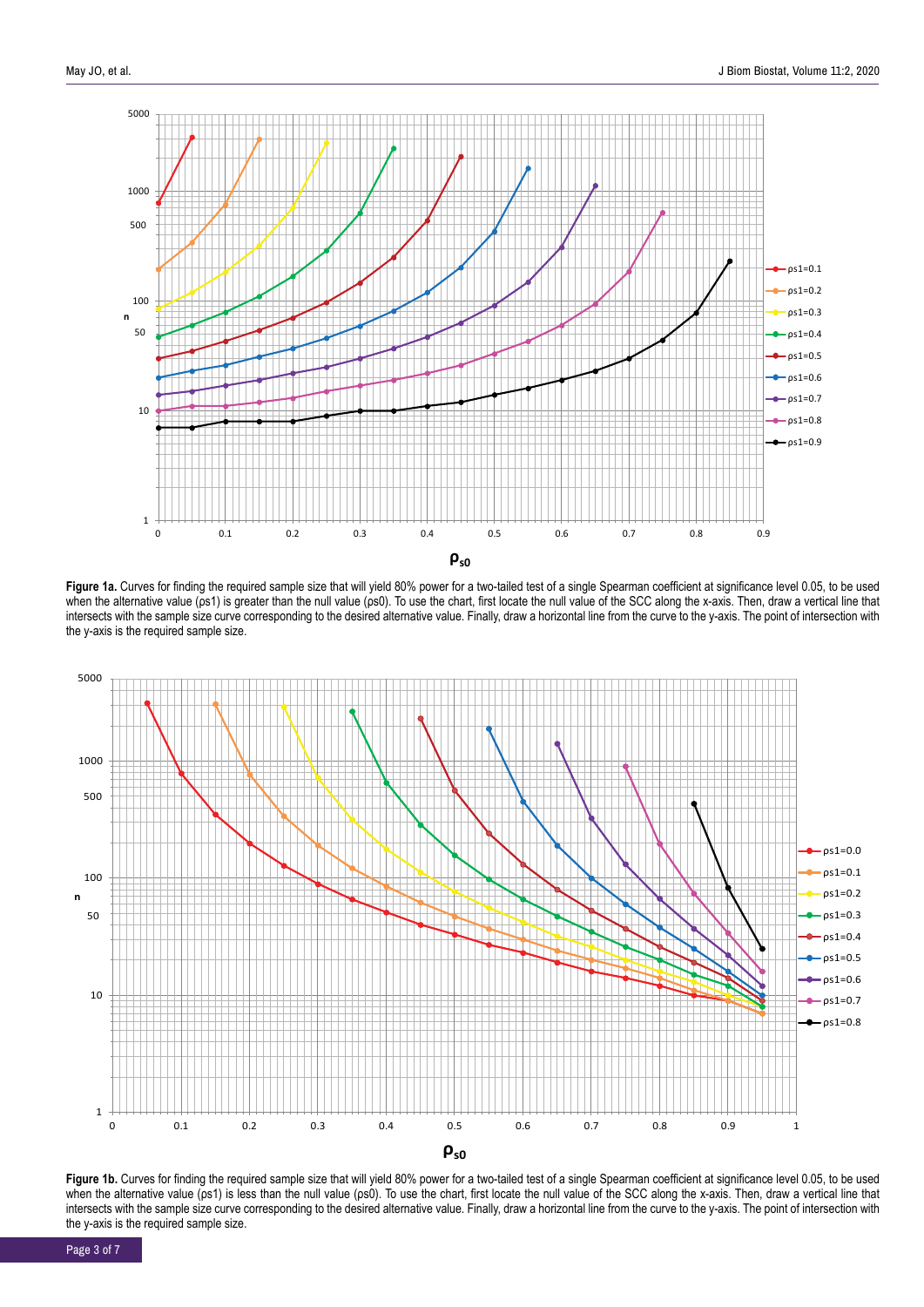**Figure 1a.** Curves for finding the required sample size that will yield 80% power for a two-tailed test of a single Spearman coefficient at significance level 0.05, to be used when the alternative value (ρs1) is greater than the null value (ρs0). To use the chart, first locate the null value of the SCC along the x-axis. Then, draw a vertical line that intersects with the sample size curve corresponding to the desired alternative value. Finally, draw a horizontal line from the curve to the y-axis. The point of intersection with the y-axis is the required sample size.

**Figure 1b.** Curves for finding the required sample size that will yield 80% power for a two-tailed test of a single Spearman coefficient at significance level 0.05, to be used when the alternative value (ρs1) is less than the null value (ρs0). To use the chart, first locate the null value of the SCC along the x-axis. Then, draw a vertical line that intersects with the sample size curve corresponding to the desired alternative value. Finally, draw a horizontal line from the curve to the y-axis. The point of intersection with the y-axis is the required sample size.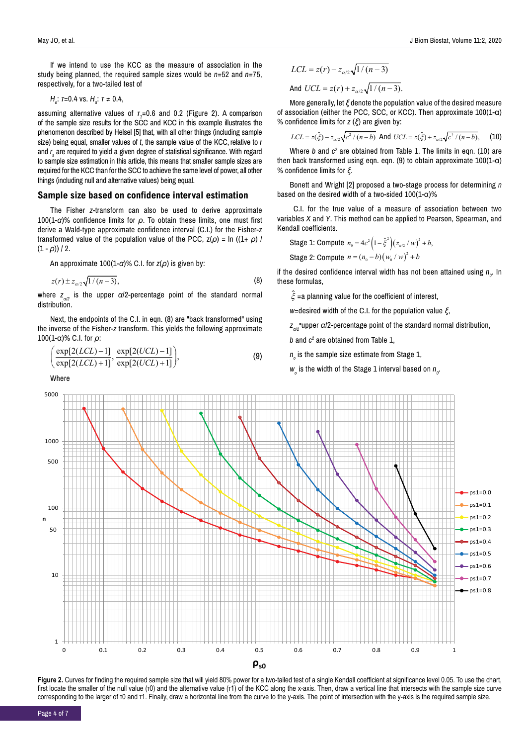If we intend to use the KCC as the measure of association in the study being planned, the required sample sizes would be $n$=52 and $n$=75, respectively, for a two-tailed test of

$H_o$: $\tau$=0.4 vs. $H_a$: $\tau \neq 0.4$,

assuming alternative values of $\tau_1$=0.6 and 0.2 (Figure 2). A comparison of the sample size results for the SCC and KCC in this example illustrates the phenomenon described by Helsel [5] that, with all other things (including sample size) being equal, smaller values of $t$, the sample value of the KCC, relative to $r$ and $r_s$ are required to yield a given degree of statistical significance. With regard to sample size estimation in this article, this means that smaller sample sizes are required for the KCC than for the SCC to achieve the same level of power, all other things (including null and alternative values) being equal.

## Sample size based on confidence interval estimation

The Fisher $z$-transform can also be used to derive approximate 100(1-$\alpha$)% confidence limits for $\rho$. To obtain these limits, one must first derive a Wald-type approximate confidence interval (C.I.) for the Fisher-$z$ transformed value of the population value of the PCC, $z(\rho)$ = ln ((1+ $\rho$) / (1 - $\rho$)) / 2.

An approximate 100(1-$\alpha$)% C.I. for $z(\rho)$ is given by:

$$z(r) \pm z_{\alpha/2}\sqrt{1/(n-3)}, \tag{8}$$

where $z_{\alpha/2}$ is the upper $\alpha$/2-percentage point of the standard normal distribution.

Next, the endpoints of the C.I. in eqn. (8) are "back transformed" using the inverse of the Fisher-$z$ transform. This yields the following approximate 100(1-α)% C.I. for $\rho$:

$$\left(\frac{\exp[2(LCL)-1]}{\exp[2(LCL)+1]}, \frac{\exp[2(UCL)-1]}{\exp[2(UCL)+1]}\right), \tag{9}$$

Where

$$LCL = z(r) - z_{\alpha/2}\sqrt{1/(n-3)}$$

And $UCL = z(r) + z_{\alpha/2}\sqrt{1/(n-3)}$.

More generally, let $\xi$ denote the population value of the desired measure of association (either the PCC, SCC, or KCC). Then approximate 100(1-α) % confidence limits for $z$ ($\xi$) are given by:

$$LCL = z(\hat{\xi}) - z_{\alpha/2}\sqrt{c^2/(n-b)} \text{ And } UCL = z(\hat{\xi}) + z_{\alpha/2}\sqrt{c^2/(n-b)}, \tag{10}$$

Where $b$ and $c^2$ are obtained from Table 1. The limits in eqn. (10) are then back transformed using eqn. eqn. (9) to obtain approximate 100(1-α) % confidence limits for $\xi$.

Bonett and Wright [2] proposed a two-stage process for determining $n$ based on the desired width of a two-sided 100(1-α)%

C.I. for the true value of a measure of association between two variables $X$ and $Y$. This method can be applied to Pearson, Spearman, and Kendall coefficients.

Stage 1: Compute $n_0 = 4c^2\left(1-\hat{\xi}^2\right)\left(z_{\alpha/2}/w\right)^2 + b,$

Stage 2: Compute $n = (n_0 - b)\left(w_0/w\right)^2 + b$

if the desired confidence interval width has not been attained using $n_0$. In these formulas,

$\hat{\xi}$ =a planning value for the coefficient of interest,

$w$=desired width of the C.I. for the population value $\xi$,

$z_{\alpha/2}$=upper $\alpha$/2-percentage point of the standard normal distribution,

$b$ and $c^2$ are obtained from Table 1,

$n_o$ is the sample size estimate from Stage 1,

$w_o$ is the width of the Stage 1 interval based on $n_0$.

**Figure 2.** Curves for finding the required sample size that will yield 80% power for a two-tailed test of a single Kendall coefficient at significance level 0.05. To use the chart, first locate the smaller of the null value (τ0) and the alternative value (τ1) of the KCC along the x-axis. Then, draw a vertical line that intersects with the sample size curve corresponding to the larger of τ0 and τ1. Finally, draw a horizontal line from the curve to the y-axis. The point of intersection with the y-axis is the required sample size.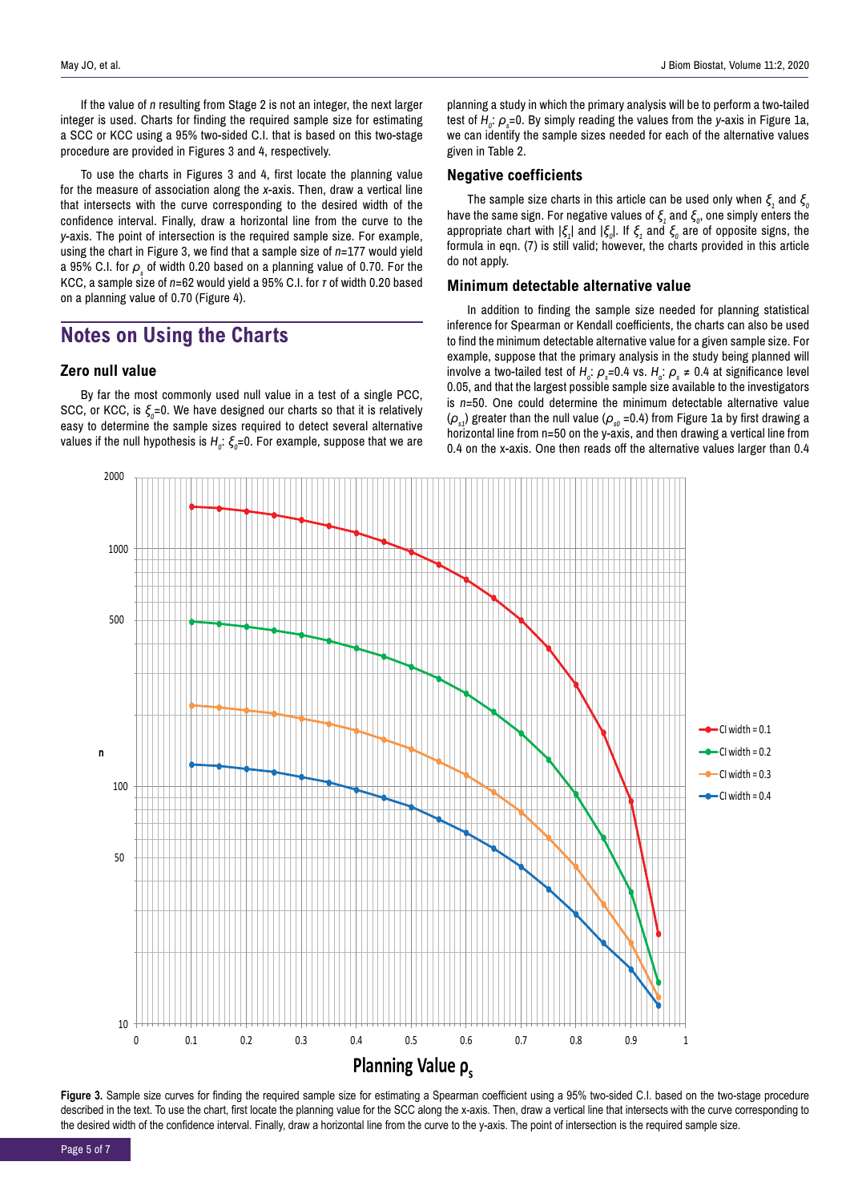If the value of $n$ resulting from Stage 2 is not an integer, the next larger integer is used. Charts for finding the required sample size for estimating a SCC or KCC using a 95% two-sided C.I. that is based on this two-stage procedure are provided in Figures 3 and 4, respectively.

To use the charts in Figures 3 and 4, first locate the planning value for the measure of association along the x-axis. Then, draw a vertical line that intersects with the curve corresponding to the desired width of the confidence interval. Finally, draw a horizontal line from the curve to the y-axis. The point of intersection is the required sample size. For example, using the chart in Figure 3, we find that a sample size of $n$=177 would yield a 95% C.I. for $\rho_s$ of width 0.20 based on a planning value of 0.70. For the KCC, a sample size of $n$=62 would yield a 95% C.I. for $\tau$ of width 0.20 based on a planning value of 0.70 (Figure 4).

## Notes on Using the Charts

### Zero null value

By far the most commonly used null value in a test of a single PCC, SCC, or KCC, is $\xi_0$=0. We have designed our charts so that it is relatively easy to determine the sample sizes required to detect several alternative values if the null hypothesis is $H_0$: $\xi_0$=0. For example, suppose that we are planning a study in which the primary analysis will be to perform a two-tailed test of $H_0$: $\rho_s$=0. By simply reading the values from the y-axis in Figure 1a, we can identify the sample sizes needed for each of the alternative values given in Table 2.

### Negative coefficients

The sample size charts in this article can be used only when $\xi_1$ and $\xi_0$ have the same sign. For negative values of $\xi_1$ and $\xi_0$, one simply enters the appropriate chart with $|\xi_1|$ and $|\xi_0|$. If $\xi_1$ and $\xi_0$ are of opposite signs, the formula in eqn. (7) is still valid; however, the charts provided in this article do not apply.

### Minimum detectable alternative value

In addition to finding the sample size needed for planning statistical inference for Spearman or Kendall coefficients, the charts can also be used to find the minimum detectable alternative value for a given sample size. For example, suppose that the primary analysis in the study being planned will involve a two-tailed test of $H_0$: $\rho_s$=0.4 vs. $H_a$: $\rho_s \neq$ 0.4 at significance level 0.05, and that the largest possible sample size available to the investigators is $n$=50. One could determine the minimum detectable alternative value ($\rho_{s1}$) greater than the null value ($\rho_{s0}$ =0.4) from Figure 1a by first drawing a horizontal line from n=50 on the y-axis, and then drawing a vertical line from 0.4 on the x-axis. One then reads off the alternative values larger than 0.4

**Figure 3.** Sample size curves for finding the required sample size for estimating a Spearman coefficient using a 95% two-sided C.I. based on the two-stage procedure described in the text. To use the chart, first locate the planning value for the SCC along the x-axis. Then, draw a vertical line that intersects with the curve corresponding to the desired width of the confidence interval. Finally, draw a horizontal line from the curve to the y-axis. The point of intersection is the required sample size.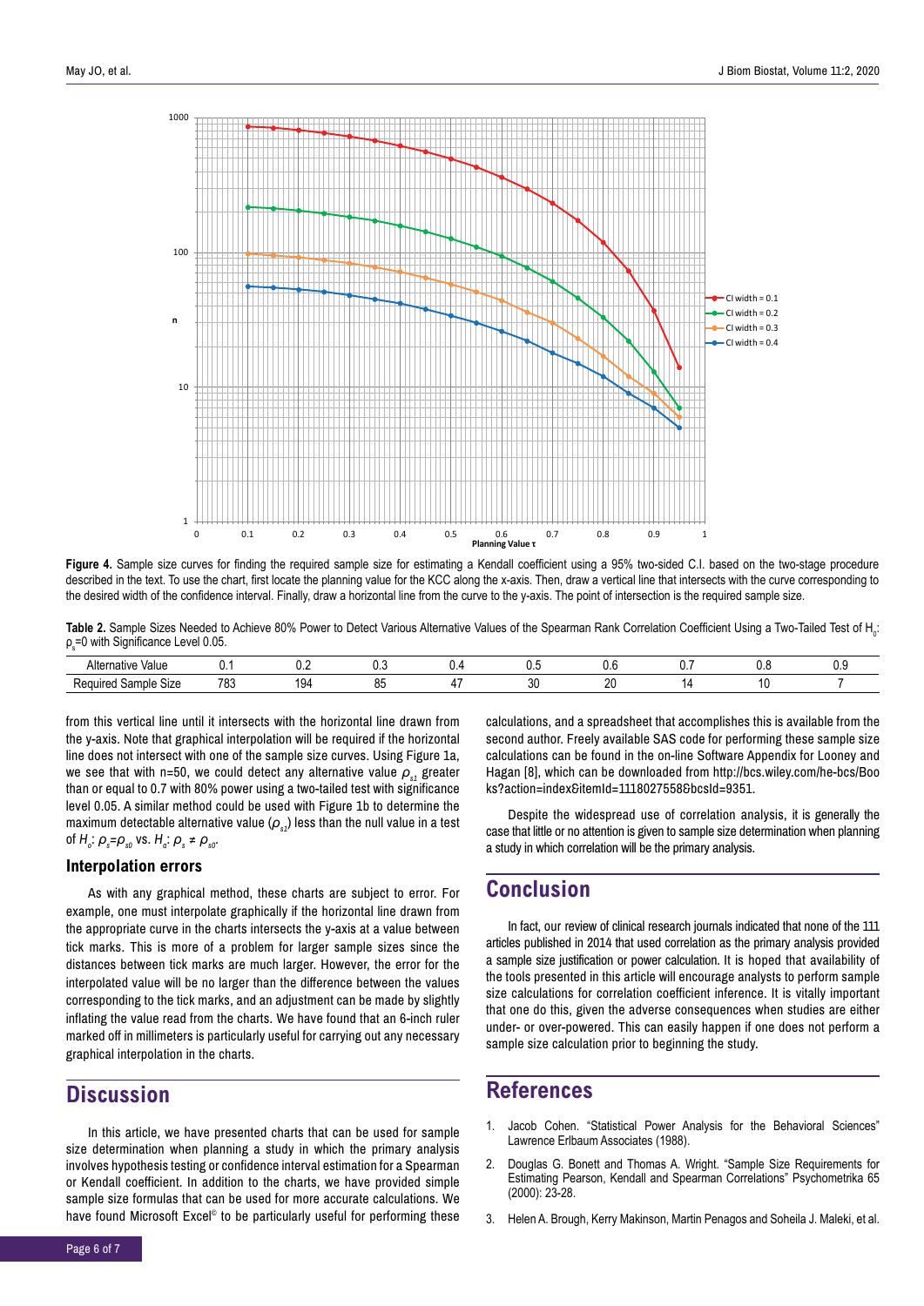**Figure 4.** Sample size curves for finding the required sample size for estimating a Kendall coefficient using a 95% two-sided C.I. based on the two-stage procedure described in the text. To use the chart, first locate the planning value for the KCC along the x-axis. Then, draw a vertical line that intersects with the curve corresponding to the desired width of the confidence interval. Finally, draw a horizontal line from the curve to the y-axis. The point of intersection is the required sample size.

**Table 2.** Sample Sizes Needed to Achieve 80% Power to Detect Various Alternative Values of the Spearman Rank Correlation Coefficient Using a Two-Tailed Test of $H_0$: $\rho_s$=0 with Significance Level 0.05.

| Alternative Value | 0.1 | 0.2 | 0.3 | 0.4 | 0.5 | 0.6 | 0.7 | 0.8 | 0.9 |
|---|---|---|---|---|---|---|---|---|---|
| Required Sample Size | 783 | 194 | 85 | 47 | 30 | 20 | 14 | 10 | 7 |

from this vertical line until it intersects with the horizontal line drawn from the y-axis. Note that graphical interpolation will be required if the horizontal line does not intersect with one of the sample size curves. Using Figure 1a, we see that with n=50, we could detect any alternative value $\rho_{s1}$ greater than or equal to 0.7 with 80% power using a two-tailed test with significance level 0.05. A similar method could be used with Figure 1b to determine the maximum detectable alternative value ($\rho_{s1}$) less than the null value in a test of $H_o$: $\rho_s=\rho_{s0}$ vs. $H_a$: $\rho_s \neq \rho_{s0}$.

### Interpolation errors

As with any graphical method, these charts are subject to error. For example, one must interpolate graphically if the horizontal line drawn from the appropriate curve in the charts intersects the y-axis at a value between tick marks. This is more of a problem for larger sample sizes since the distances between tick marks are much larger. However, the error for the interpolated value will be no larger than the difference between the values corresponding to the tick marks, and an adjustment can be made by slightly inflating the value read from the charts. We have found that an 6-inch ruler marked off in millimeters is particularly useful for carrying out any necessary graphical interpolation in the charts.

## Discussion

In this article, we have presented charts that can be used for sample size determination when planning a study in which the primary analysis involves hypothesis testing or confidence interval estimation for a Spearman or Kendall coefficient. In addition to the charts, we have provided simple sample size formulas that can be used for more accurate calculations. We have found Microsoft Excel© to be particularly useful for performing these calculations, and a spreadsheet that accomplishes this is available from the second author. Freely available SAS code for performing these sample size calculations can be found in the on-line Software Appendix for Looney and Hagan [8], which can be downloaded from http://bcs.wiley.com/he-bcs/Books?action=index&itemId=1118027558&bcsId=9351.

Despite the widespread use of correlation analysis, it is generally the case that little or no attention is given to sample size determination when planning a study in which correlation will be the primary analysis.

## Conclusion

In fact, our review of clinical research journals indicated that none of the 111 articles published in 2014 that used correlation as the primary analysis provided a sample size justification or power calculation. It is hoped that availability of the tools presented in this article will encourage analysts to perform sample size calculations for correlation coefficient inference. It is vitally important that one do this, given the adverse consequences when studies are either under- or over-powered. This can easily happen if one does not perform a sample size calculation prior to beginning the study.

## References

1. Jacob Cohen. "Statistical Power Analysis for the Behavioral Sciences" Lawrence Erlbaum Associates (1988).
2. Douglas G. Bonett and Thomas A. Wright. "Sample Size Requirements for Estimating Pearson, Kendall and Spearman Correlations" Psychometrika 65 (2000): 23-28.
3. Helen A. Brough, Kerry Makinson, Martin Penagos and Soheila J. Maleki, et al.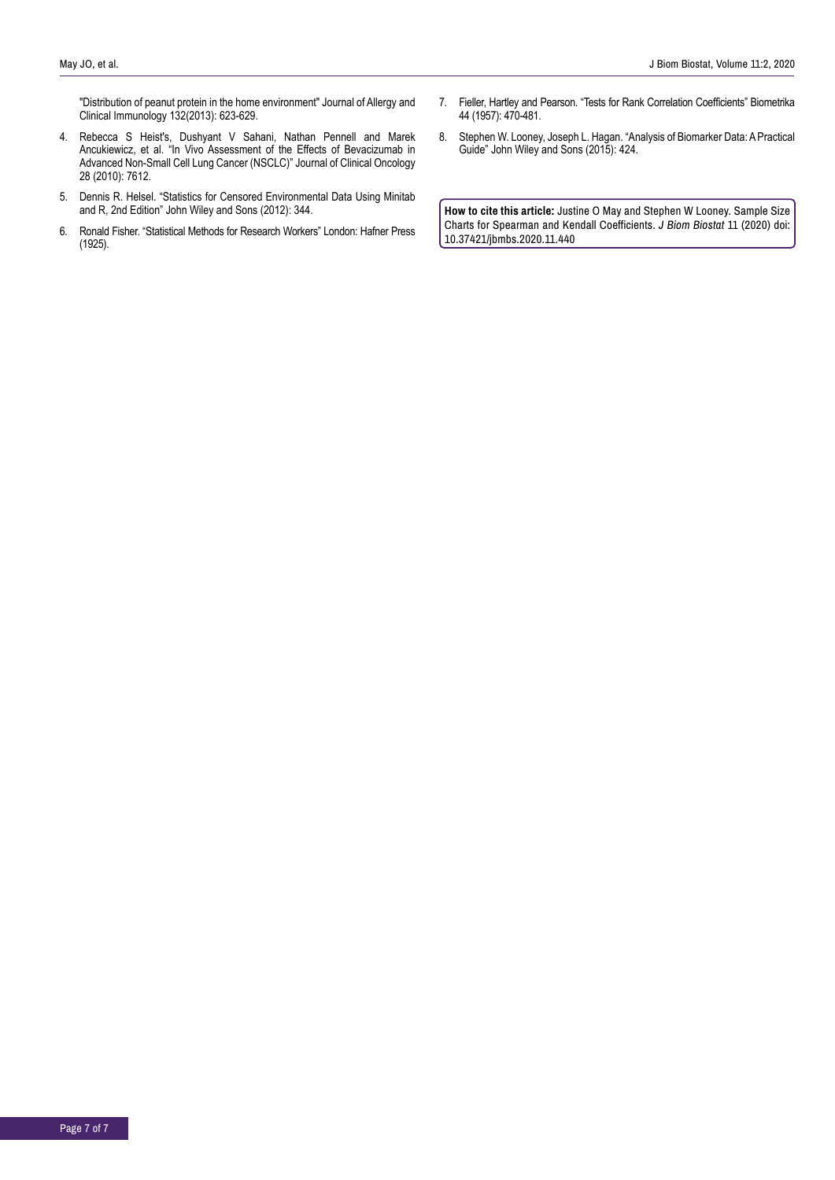"Distribution of peanut protein in the home environment" Journal of Allergy and Clinical Immunology 132(2013): 623-629.

4. Rebecca S Heist's, Dushyant V Sahani, Nathan Pennell and Marek Ancukiewicz, et al. "In Vivo Assessment of the Effects of Bevacizumab in Advanced Non-Small Cell Lung Cancer (NSCLC)" Journal of Clinical Oncology 28 (2010): 7612.
5. Dennis R. Helsel. "Statistics for Censored Environmental Data Using Minitab and R, 2nd Edition" John Wiley and Sons (2012): 344.
6. Ronald Fisher. "Statistical Methods for Research Workers" London: Hafner Press (1925).
7. Fieller, Hartley and Pearson. "Tests for Rank Correlation Coefficients" Biometrika 44 (1957): 470-481.
8. Stephen W. Looney, Joseph L. Hagan. "Analysis of Biomarker Data: A Practical Guide" John Wiley and Sons (2015): 424.

**How to cite this article:** Justine O May and Stephen W Looney. Sample Size Charts for Spearman and Kendall Coefficients. *J Biom Biostat* 11 (2020) doi: 10.37421/jbmbs.2020.11.440